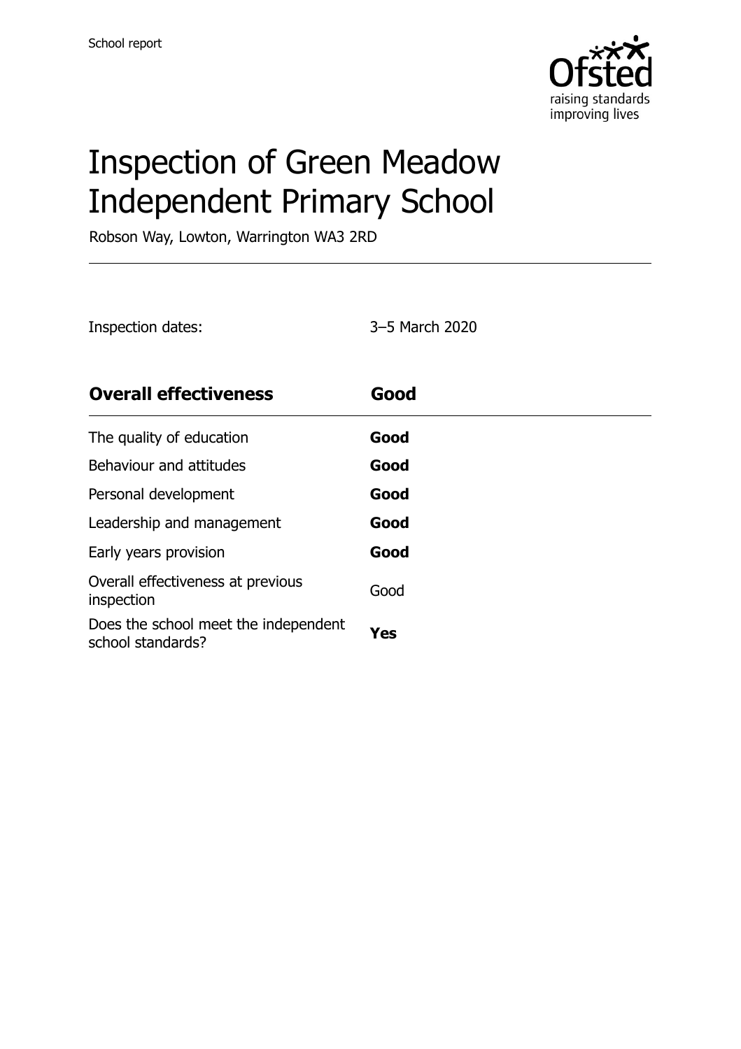School report

# Inspection of Green Meadow Independent Primary School

Robson Way, Lowton, Warrington WA3 2RD

Inspection dates: 3–5 March 2020

| **Overall effectiveness** | **Good** |
| --- | --- |
| The quality of education | **Good** |
| Behaviour and attitudes | **Good** |
| Personal development | **Good** |
| Leadership and management | **Good** |
| Early years provision | **Good** |
| Overall effectiveness at previous inspection | Good |
| Does the school meet the independent school standards? | **Yes** |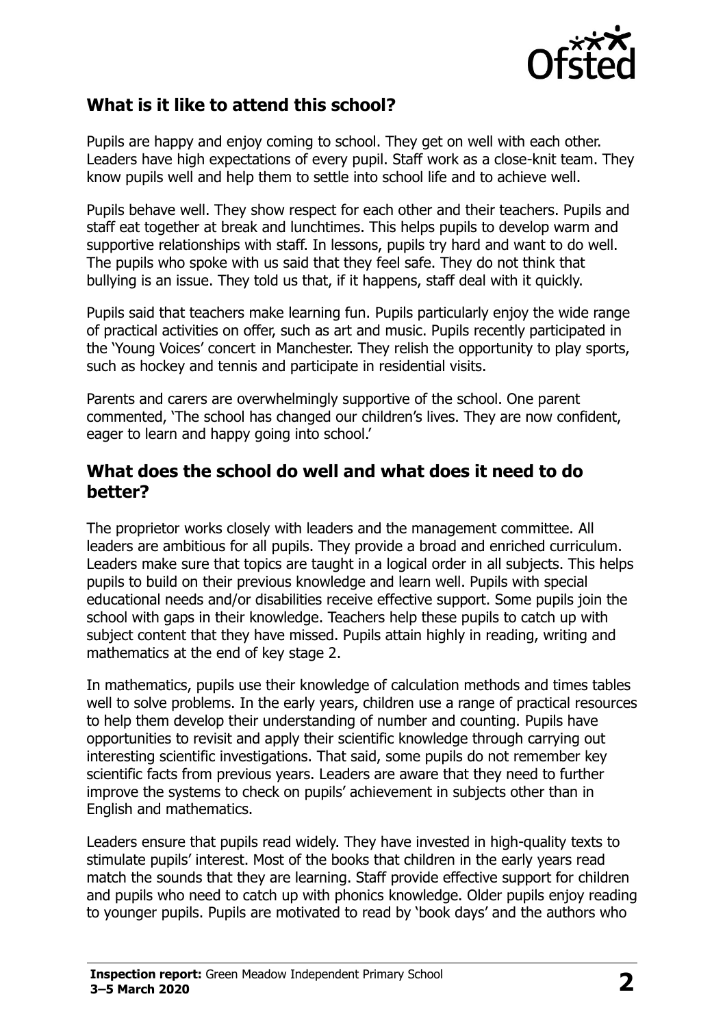## What is it like to attend this school?

Pupils are happy and enjoy coming to school. They get on well with each other. Leaders have high expectations of every pupil. Staff work as a close-knit team. They know pupils well and help them to settle into school life and to achieve well.

Pupils behave well. They show respect for each other and their teachers. Pupils and staff eat together at break and lunchtimes. This helps pupils to develop warm and supportive relationships with staff. In lessons, pupils try hard and want to do well. The pupils who spoke with us said that they feel safe. They do not think that bullying is an issue. They told us that, if it happens, staff deal with it quickly.

Pupils said that teachers make learning fun. Pupils particularly enjoy the wide range of practical activities on offer, such as art and music. Pupils recently participated in the 'Young Voices' concert in Manchester. They relish the opportunity to play sports, such as hockey and tennis and participate in residential visits.

Parents and carers are overwhelmingly supportive of the school. One parent commented, 'The school has changed our children's lives. They are now confident, eager to learn and happy going into school.'

## What does the school do well and what does it need to do better?

The proprietor works closely with leaders and the management committee. All leaders are ambitious for all pupils. They provide a broad and enriched curriculum. Leaders make sure that topics are taught in a logical order in all subjects. This helps pupils to build on their previous knowledge and learn well. Pupils with special educational needs and/or disabilities receive effective support. Some pupils join the school with gaps in their knowledge. Teachers help these pupils to catch up with subject content that they have missed. Pupils attain highly in reading, writing and mathematics at the end of key stage 2.

In mathematics, pupils use their knowledge of calculation methods and times tables well to solve problems. In the early years, children use a range of practical resources to help them develop their understanding of number and counting. Pupils have opportunities to revisit and apply their scientific knowledge through carrying out interesting scientific investigations. That said, some pupils do not remember key scientific facts from previous years. Leaders are aware that they need to further improve the systems to check on pupils' achievement in subjects other than in English and mathematics.

Leaders ensure that pupils read widely. They have invested in high-quality texts to stimulate pupils' interest. Most of the books that children in the early years read match the sounds that they are learning. Staff provide effective support for children and pupils who need to catch up with phonics knowledge. Older pupils enjoy reading to younger pupils. Pupils are motivated to read by 'book days' and the authors who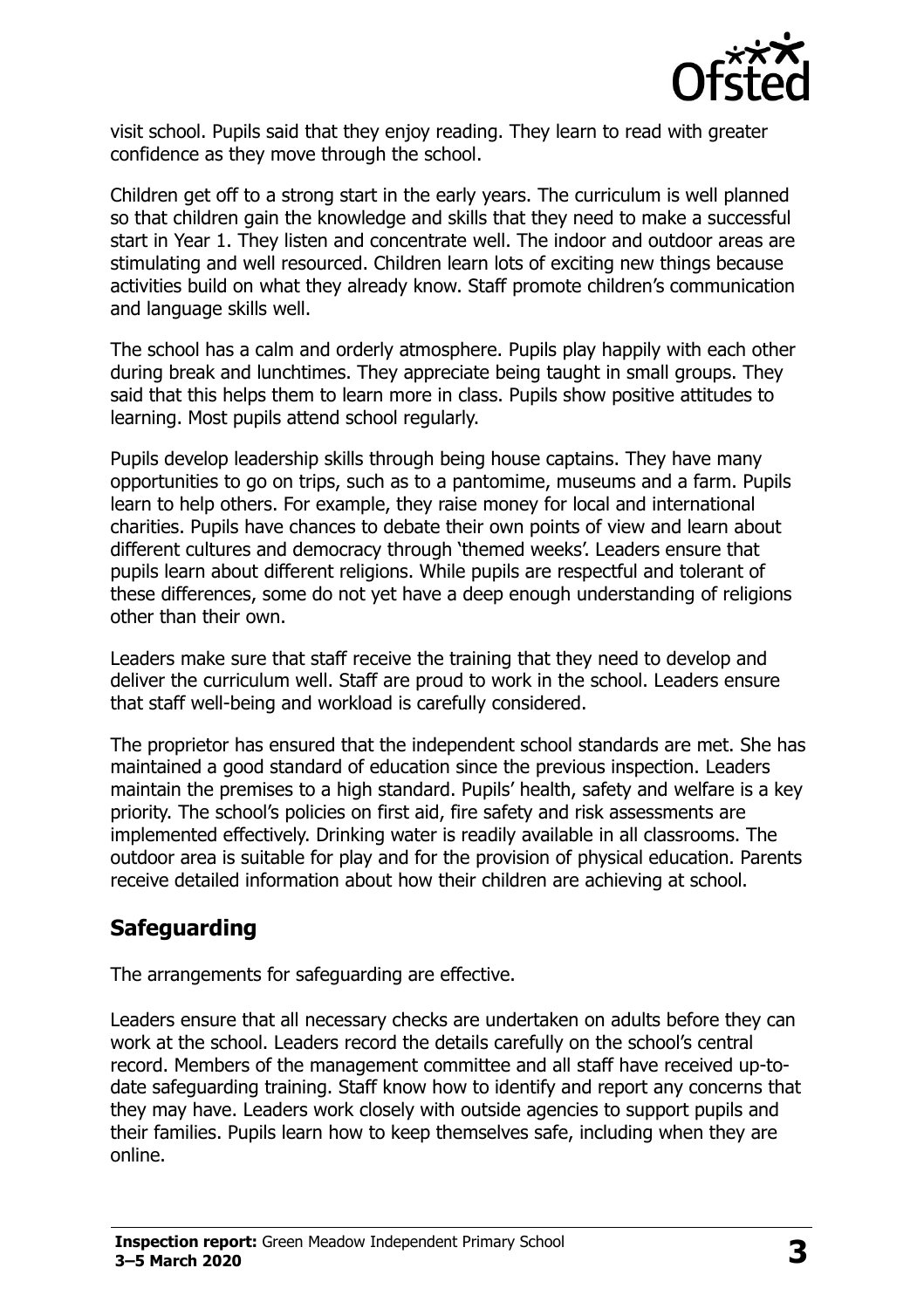visit school. Pupils said that they enjoy reading. They learn to read with greater confidence as they move through the school.

Children get off to a strong start in the early years. The curriculum is well planned so that children gain the knowledge and skills that they need to make a successful start in Year 1. They listen and concentrate well. The indoor and outdoor areas are stimulating and well resourced. Children learn lots of exciting new things because activities build on what they already know. Staff promote children's communication and language skills well.

The school has a calm and orderly atmosphere. Pupils play happily with each other during break and lunchtimes. They appreciate being taught in small groups. They said that this helps them to learn more in class. Pupils show positive attitudes to learning. Most pupils attend school regularly.

Pupils develop leadership skills through being house captains. They have many opportunities to go on trips, such as to a pantomime, museums and a farm. Pupils learn to help others. For example, they raise money for local and international charities. Pupils have chances to debate their own points of view and learn about different cultures and democracy through 'themed weeks'. Leaders ensure that pupils learn about different religions. While pupils are respectful and tolerant of these differences, some do not yet have a deep enough understanding of religions other than their own.

Leaders make sure that staff receive the training that they need to develop and deliver the curriculum well. Staff are proud to work in the school. Leaders ensure that staff well-being and workload is carefully considered.

The proprietor has ensured that the independent school standards are met. She has maintained a good standard of education since the previous inspection. Leaders maintain the premises to a high standard. Pupils' health, safety and welfare is a key priority. The school's policies on first aid, fire safety and risk assessments are implemented effectively. Drinking water is readily available in all classrooms. The outdoor area is suitable for play and for the provision of physical education. Parents receive detailed information about how their children are achieving at school.

## Safeguarding

The arrangements for safeguarding are effective.

Leaders ensure that all necessary checks are undertaken on adults before they can work at the school. Leaders record the details carefully on the school's central record. Members of the management committee and all staff have received up-to-date safeguarding training. Staff know how to identify and report any concerns that they may have. Leaders work closely with outside agencies to support pupils and their families. Pupils learn how to keep themselves safe, including when they are online.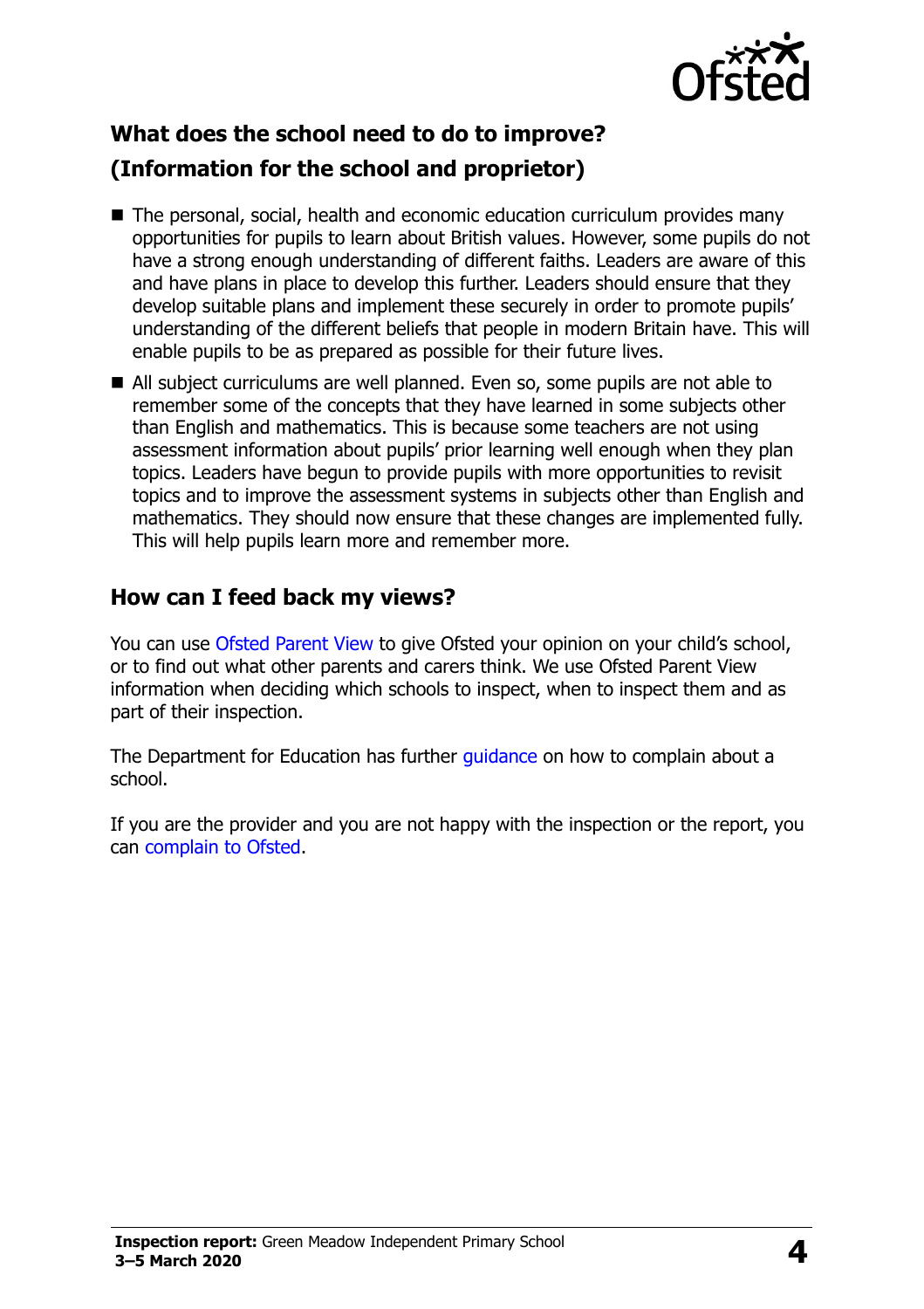## What does the school need to do to improve?

## (Information for the school and proprietor)

- The personal, social, health and economic education curriculum provides many opportunities for pupils to learn about British values. However, some pupils do not have a strong enough understanding of different faiths. Leaders are aware of this and have plans in place to develop this further. Leaders should ensure that they develop suitable plans and implement these securely in order to promote pupils' understanding of the different beliefs that people in modern Britain have. This will enable pupils to be as prepared as possible for their future lives.
- All subject curriculums are well planned. Even so, some pupils are not able to remember some of the concepts that they have learned in some subjects other than English and mathematics. This is because some teachers are not using assessment information about pupils' prior learning well enough when they plan topics. Leaders have begun to provide pupils with more opportunities to revisit topics and to improve the assessment systems in subjects other than English and mathematics. They should now ensure that these changes are implemented fully. This will help pupils learn more and remember more.

## How can I feed back my views?

You can use Ofsted Parent View to give Ofsted your opinion on your child's school, or to find out what other parents and carers think. We use Ofsted Parent View information when deciding which schools to inspect, when to inspect them and as part of their inspection.

The Department for Education has further guidance on how to complain about a school.

If you are the provider and you are not happy with the inspection or the report, you can complain to Ofsted.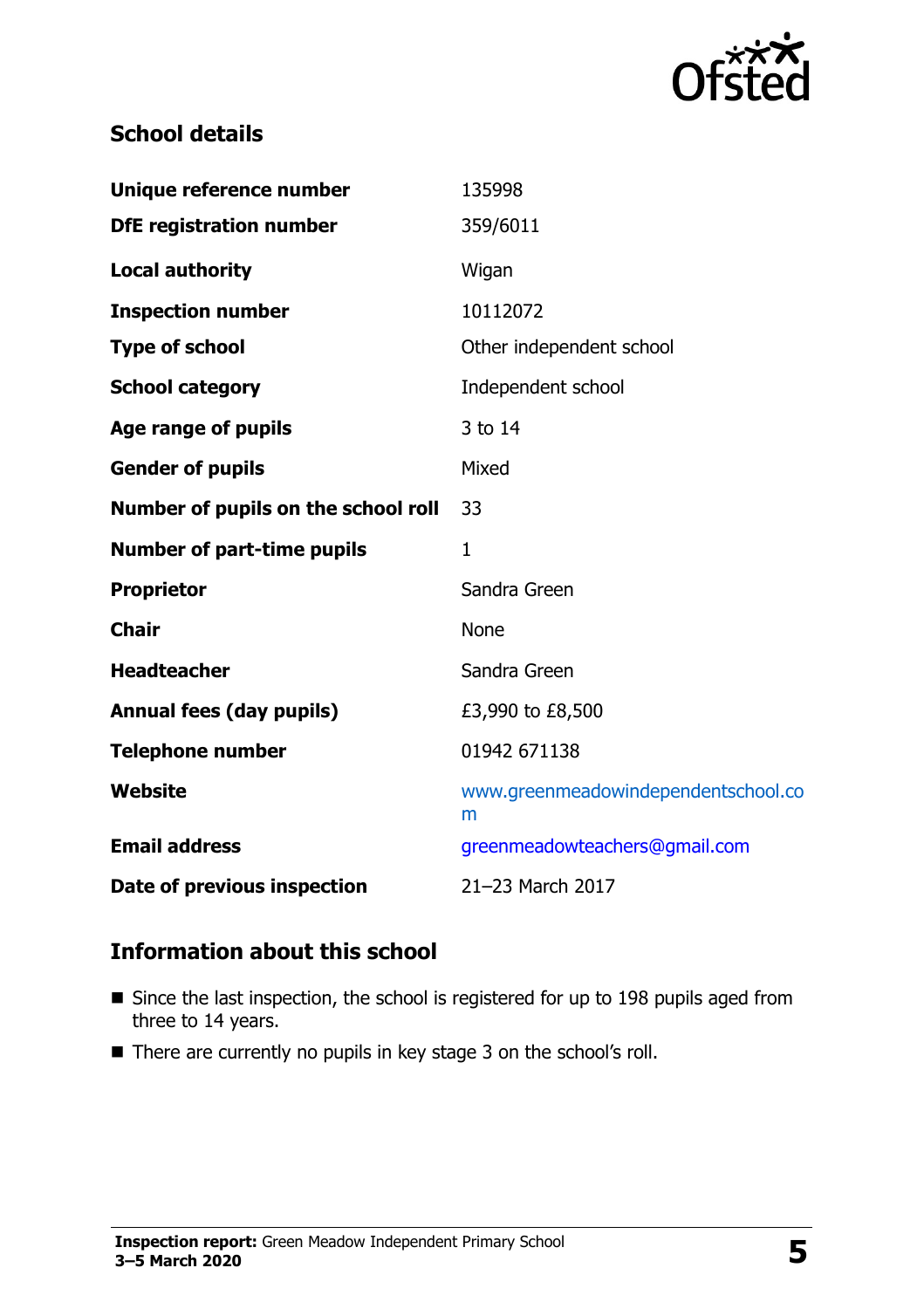## School details

| | |
|---|---|
| **Unique reference number** | 135998 |
| **DfE registration number** | 359/6011 |
| **Local authority** | Wigan |
| **Inspection number** | 10112072 |
| **Type of school** | Other independent school |
| **School category** | Independent school |
| **Age range of pupils** | 3 to 14 |
| **Gender of pupils** | Mixed |
| **Number of pupils on the school roll** | 33 |
| **Number of part-time pupils** | 1 |
| **Proprietor** | Sandra Green |
| **Chair** | None |
| **Headteacher** | Sandra Green |
| **Annual fees (day pupils)** | £3,990 to £8,500 |
| **Telephone number** | 01942 671138 |
| **Website** | www.greenmeadowindependentschool.com |
| **Email address** | greenmeadowteachers@gmail.com |
| **Date of previous inspection** | 21–23 March 2017 |

## Information about this school

- Since the last inspection, the school is registered for up to 198 pupils aged from three to 14 years.
- There are currently no pupils in key stage 3 on the school's roll.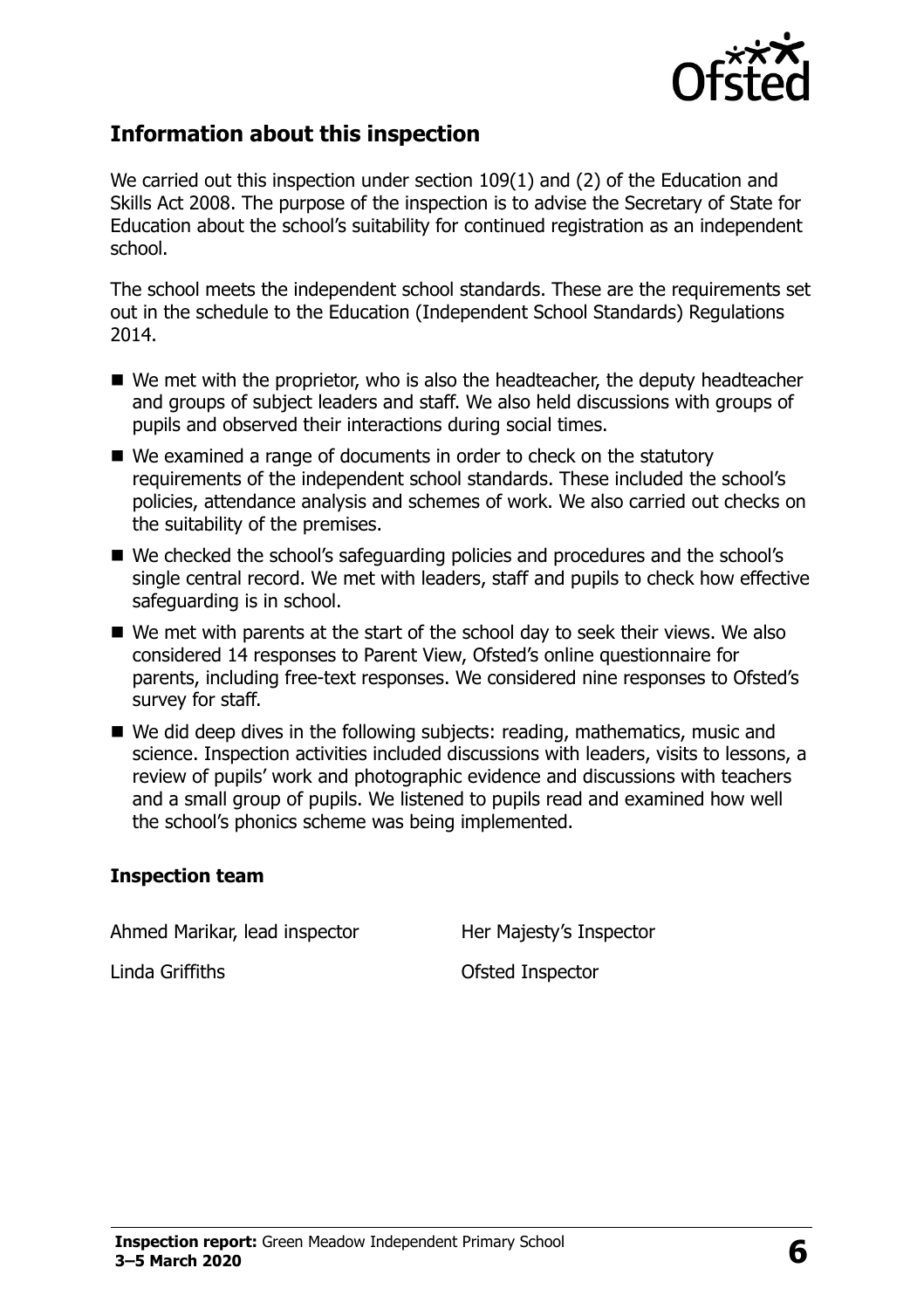## Information about this inspection

We carried out this inspection under section 109(1) and (2) of the Education and Skills Act 2008. The purpose of the inspection is to advise the Secretary of State for Education about the school's suitability for continued registration as an independent school.

The school meets the independent school standards. These are the requirements set out in the schedule to the Education (Independent School Standards) Regulations 2014.

- We met with the proprietor, who is also the headteacher, the deputy headteacher and groups of subject leaders and staff. We also held discussions with groups of pupils and observed their interactions during social times.
- We examined a range of documents in order to check on the statutory requirements of the independent school standards. These included the school's policies, attendance analysis and schemes of work. We also carried out checks on the suitability of the premises.
- We checked the school's safeguarding policies and procedures and the school's single central record. We met with leaders, staff and pupils to check how effective safeguarding is in school.
- We met with parents at the start of the school day to seek their views. We also considered 14 responses to Parent View, Ofsted's online questionnaire for parents, including free-text responses. We considered nine responses to Ofsted's survey for staff.
- We did deep dives in the following subjects: reading, mathematics, music and science. Inspection activities included discussions with leaders, visits to lessons, a review of pupils' work and photographic evidence and discussions with teachers and a small group of pupils. We listened to pupils read and examined how well the school's phonics scheme was being implemented.

### Inspection team

| | |
|---|---|
| Ahmed Marikar, lead inspector | Her Majesty's Inspector |
| Linda Griffiths | Ofsted Inspector |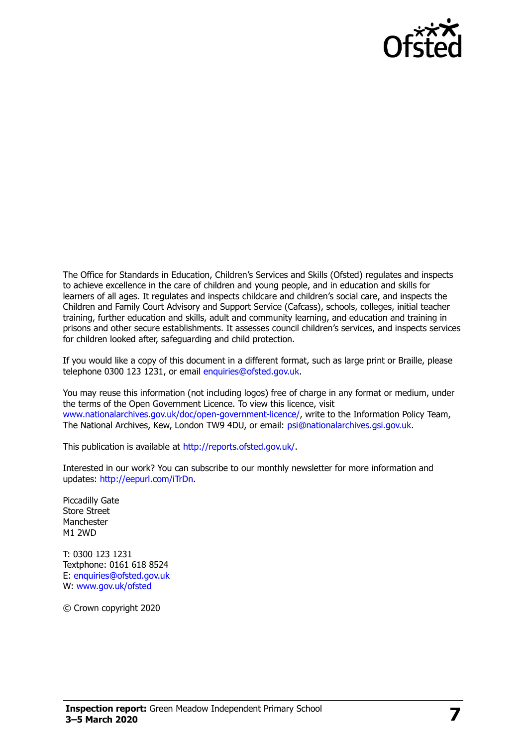The Office for Standards in Education, Children's Services and Skills (Ofsted) regulates and inspects to achieve excellence in the care of children and young people, and in education and skills for learners of all ages. It regulates and inspects childcare and children's social care, and inspects the Children and Family Court Advisory and Support Service (Cafcass), schools, colleges, initial teacher training, further education and skills, adult and community learning, and education and training in prisons and other secure establishments. It assesses council children's services, and inspects services for children looked after, safeguarding and child protection.

If you would like a copy of this document in a different format, such as large print or Braille, please telephone 0300 123 1231, or email enquiries@ofsted.gov.uk.

You may reuse this information (not including logos) free of charge in any format or medium, under the terms of the Open Government Licence. To view this licence, visit www.nationalarchives.gov.uk/doc/open-government-licence/, write to the Information Policy Team, The National Archives, Kew, London TW9 4DU, or email: psi@nationalarchives.gsi.gov.uk.

This publication is available at http://reports.ofsted.gov.uk/.

Interested in our work? You can subscribe to our monthly newsletter for more information and updates: http://eepurl.com/iTrDn.

Piccadilly Gate
Store Street
Manchester
M1 2WD

T: 0300 123 1231
Textphone: 0161 618 8524
E: enquiries@ofsted.gov.uk
W: www.gov.uk/ofsted

© Crown copyright 2020